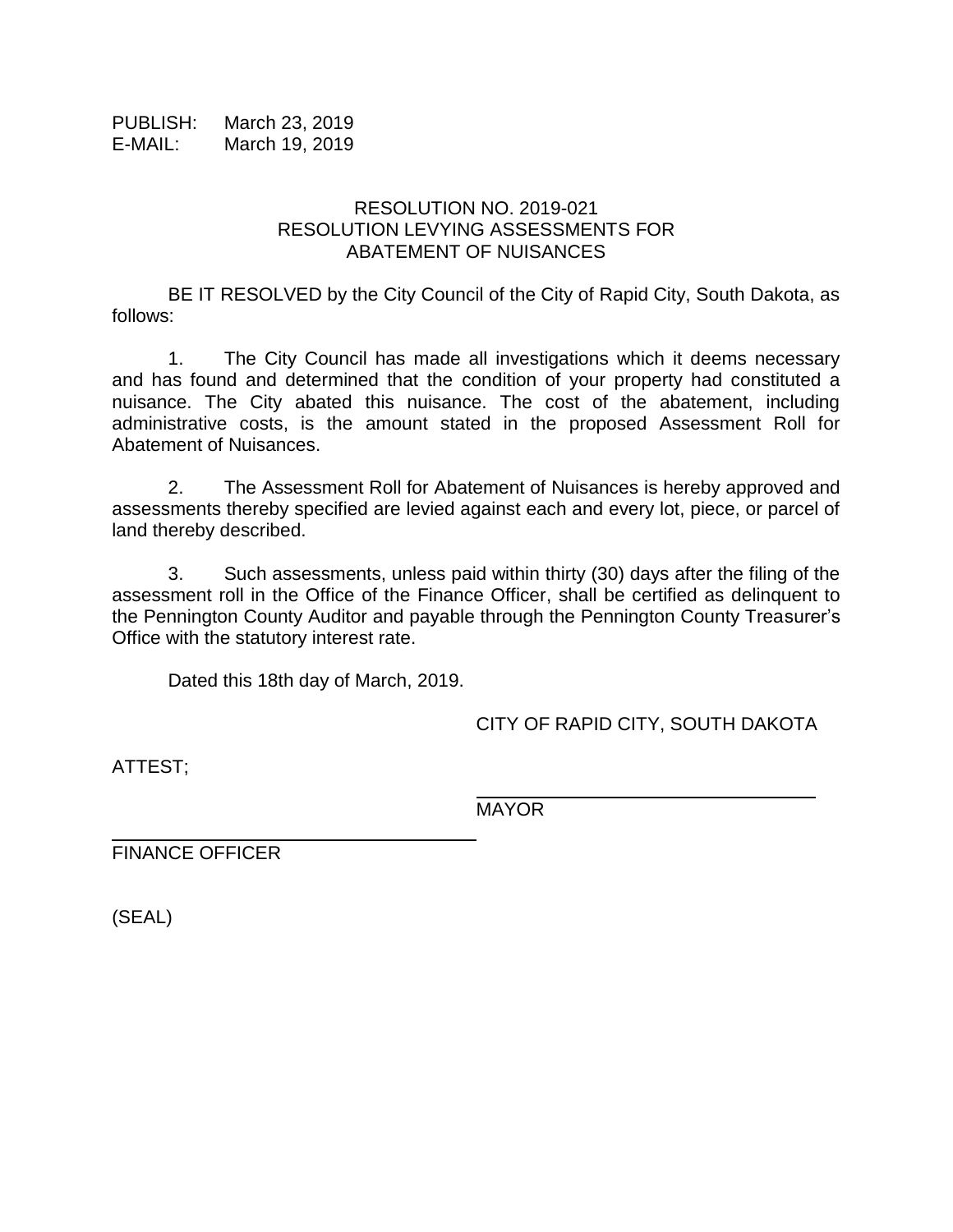PUBLISH: March 23, 2019
E-MAIL: March 19, 2019

RESOLUTION NO. 2019-021
RESOLUTION LEVYING ASSESSMENTS FOR
ABATEMENT OF NUISANCES

BE IT RESOLVED by the City Council of the City of Rapid City, South Dakota, as follows:

1. The City Council has made all investigations which it deems necessary and has found and determined that the condition of your property had constituted a nuisance. The City abated this nuisance. The cost of the abatement, including administrative costs, is the amount stated in the proposed Assessment Roll for Abatement of Nuisances.

2. The Assessment Roll for Abatement of Nuisances is hereby approved and assessments thereby specified are levied against each and every lot, piece, or parcel of land thereby described.

3. Such assessments, unless paid within thirty (30) days after the filing of the assessment roll in the Office of the Finance Officer, shall be certified as delinquent to the Pennington County Auditor and payable through the Pennington County Treasurer's Office with the statutory interest rate.

Dated this 18th day of March, 2019.

CITY OF RAPID CITY, SOUTH DAKOTA

ATTEST;

\_\_\_\_\_\_\_\_\_\_\_\_\_\_\_\_\_\_\_\_\_\_\_\_\_\_\_\_\_\_
MAYOR

\_\_\_\_\_\_\_\_\_\_\_\_\_\_\_\_\_\_\_\_\_\_\_\_\_\_\_\_\_\_
FINANCE OFFICER

(SEAL)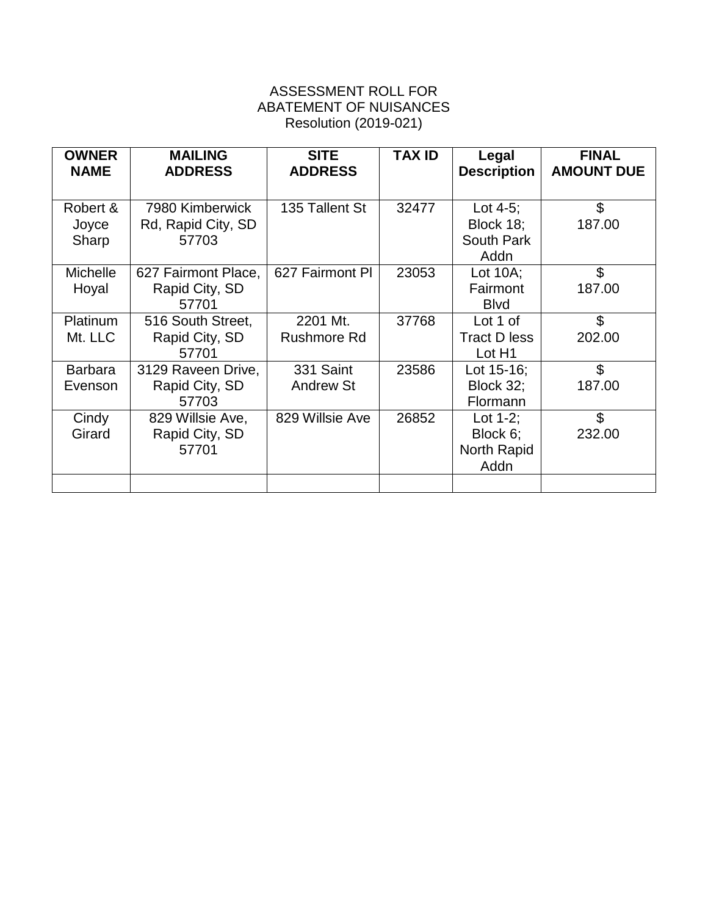ASSESSMENT ROLL FOR
ABATEMENT OF NUISANCES
Resolution (2019-021)

| OWNER NAME | MAILING ADDRESS | SITE ADDRESS | TAX ID | Legal Description | FINAL AMOUNT DUE |
|---|---|---|---|---|---|
| Robert & Joyce Sharp | 7980 Kimberwick Rd, Rapid City, SD 57703 | 135 Tallent St | 32477 | Lot 4-5; Block 18; South Park Addn | $ 187.00 |
| Michelle Hoyal | 627 Fairmont Place, Rapid City, SD 57701 | 627 Fairmont Pl | 23053 | Lot 10A; Fairmont Blvd | $ 187.00 |
| Platinum Mt. LLC | 516 South Street, Rapid City, SD 57701 | 2201 Mt. Rushmore Rd | 37768 | Lot 1 of Tract D less Lot H1 | $ 202.00 |
| Barbara Evenson | 3129 Raveen Drive, Rapid City, SD 57703 | 331 Saint Andrew St | 23586 | Lot 15-16; Block 32; Flormann | $ 187.00 |
| Cindy Girard | 829 Willsie Ave, Rapid City, SD 57701 | 829 Willsie Ave | 26852 | Lot 1-2; Block 6; North Rapid Addn | $ 232.00 |
| | | | | | |